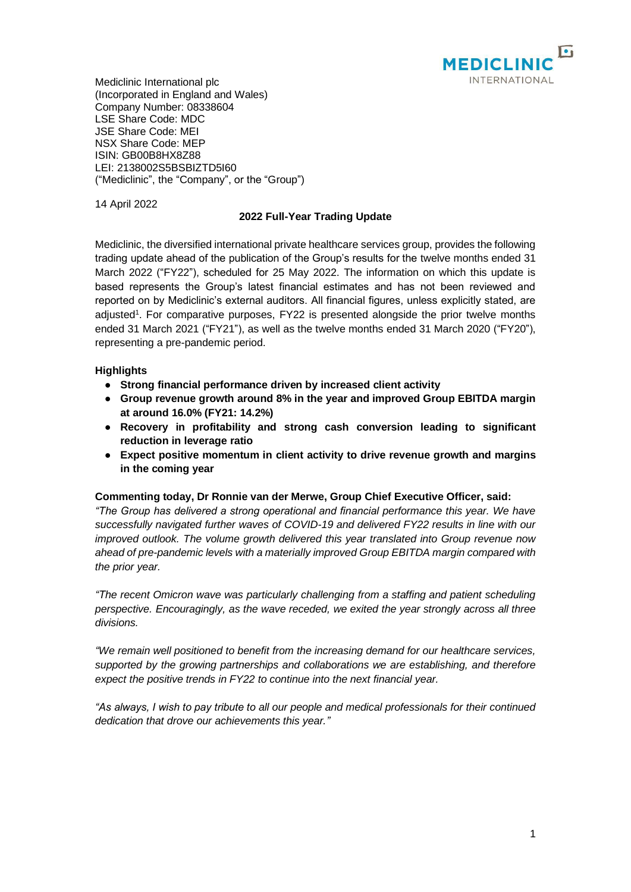Mediclinic International plc
(Incorporated in England and Wales)
Company Number: 08338604
LSE Share Code: MDC
JSE Share Code: MEI
NSX Share Code: MEP
ISIN: GB00B8HX8Z88
LEI: 2138002S5BSBIZTD5I60
("Mediclinic", the "Company", or the "Group")

14 April 2022

## 2022 Full-Year Trading Update

Mediclinic, the diversified international private healthcare services group, provides the following trading update ahead of the publication of the Group's results for the twelve months ended 31 March 2022 ("FY22"), scheduled for 25 May 2022. The information on which this update is based represents the Group's latest financial estimates and has not been reviewed and reported on by Mediclinic's external auditors. All financial figures, unless explicitly stated, are adjusted[1]. For comparative purposes, FY22 is presented alongside the prior twelve months ended 31 March 2021 ("FY21"), as well as the twelve months ended 31 March 2020 ("FY20"), representing a pre-pandemic period.

**Highlights**

- **Strong financial performance driven by increased client activity**
- **Group revenue growth around 8% in the year and improved Group EBITDA margin at around 16.0% (FY21: 14.2%)**
- **Recovery in profitability and strong cash conversion leading to significant reduction in leverage ratio**
- **Expect positive momentum in client activity to drive revenue growth and margins in the coming year**

**Commenting today, Dr Ronnie van der Merwe, Group Chief Executive Officer, said:**

*"The Group has delivered a strong operational and financial performance this year. We have successfully navigated further waves of COVID-19 and delivered FY22 results in line with our improved outlook. The volume growth delivered this year translated into Group revenue now ahead of pre-pandemic levels with a materially improved Group EBITDA margin compared with the prior year.*

*"The recent Omicron wave was particularly challenging from a staffing and patient scheduling perspective. Encouragingly, as the wave receded, we exited the year strongly across all three divisions.*

*"We remain well positioned to benefit from the increasing demand for our healthcare services, supported by the growing partnerships and collaborations we are establishing, and therefore expect the positive trends in FY22 to continue into the next financial year.*

*"As always, I wish to pay tribute to all our people and medical professionals for their continued dedication that drove our achievements this year."*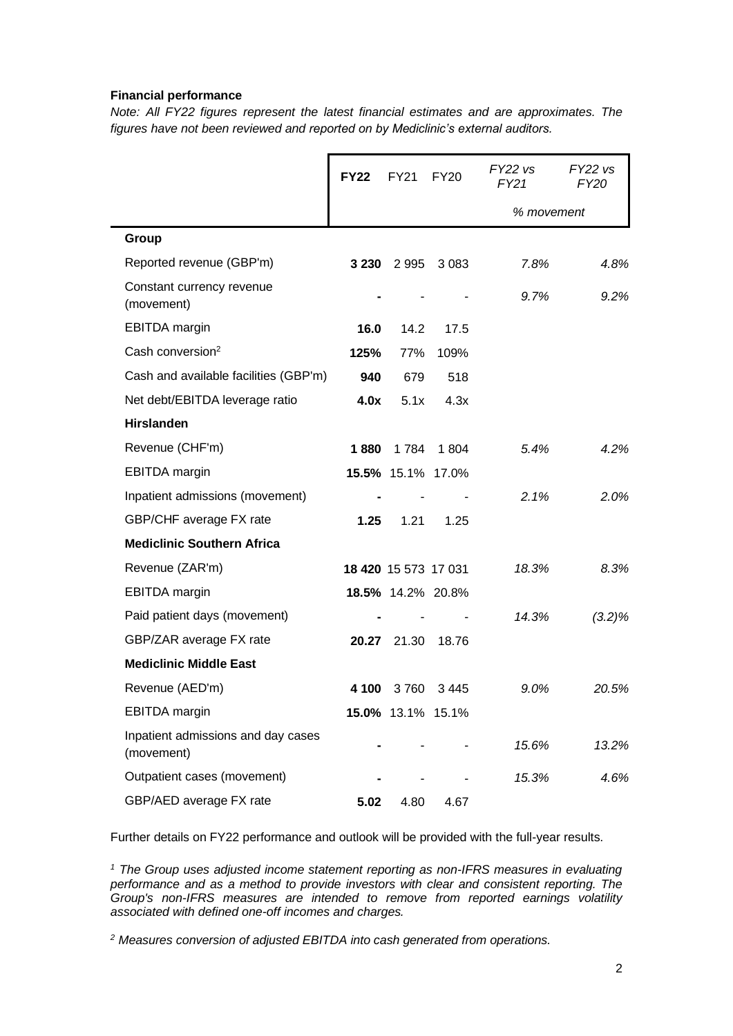**Financial performance**

*Note: All FY22 figures represent the latest financial estimates and are approximates. The figures have not been reviewed and reported on by Mediclinic's external auditors.*

| | **FY22** | FY21 | FY20 | *FY22 vs FY21* | *FY22 vs FY20* |
|---|---|---|---|---|---|
| | | | | *% movement* | |
| **Group** | | | | | |
| Reported revenue (GBP'm) | **3 230** | 2 995 | 3 083 | *7.8%* | *4.8%* |
| Constant currency revenue (movement) | **-** | - | - | *9.7%* | *9.2%* |
| EBITDA margin | **16.0** | 14.2 | 17.5 | | |
| Cash conversion[2] | **125%** | 77% | 109% | | |
| Cash and available facilities (GBP'm) | **940** | 679 | 518 | | |
| Net debt/EBITDA leverage ratio | **4.0x** | 5.1x | 4.3x | | |
| **Hirslanden** | | | | | |
| Revenue (CHF'm) | **1 880** | 1 784 | 1 804 | *5.4%* | *4.2%* |
| EBITDA margin | **15.5%** | 15.1% | 17.0% | | |
| Inpatient admissions (movement) | **-** | - | - | *2.1%* | *2.0%* |
| GBP/CHF average FX rate | **1.25** | 1.21 | 1.25 | | |
| **Mediclinic Southern Africa** | | | | | |
| Revenue (ZAR'm) | **18 420** | 15 573 | 17 031 | *18.3%* | *8.3%* |
| EBITDA margin | **18.5%** | 14.2% | 20.8% | | |
| Paid patient days (movement) | **-** | - | - | *14.3%* | *(3.2)%* |
| GBP/ZAR average FX rate | **20.27** | 21.30 | 18.76 | | |
| **Mediclinic Middle East** | | | | | |
| Revenue (AED'm) | **4 100** | 3 760 | 3 445 | *9.0%* | *20.5%* |
| EBITDA margin | **15.0%** | 13.1% | 15.1% | | |
| Inpatient admissions and day cases (movement) | **-** | - | - | *15.6%* | *13.2%* |
| Outpatient cases (movement) | **-** | - | - | *15.3%* | *4.6%* |
| GBP/AED average FX rate | **5.02** | 4.80 | 4.67 | | |

Further details on FY22 performance and outlook will be provided with the full-year results.

*[1] The Group uses adjusted income statement reporting as non-IFRS measures in evaluating performance and as a method to provide investors with clear and consistent reporting. The Group's non-IFRS measures are intended to remove from reported earnings volatility associated with defined one-off incomes and charges.*

*[2] Measures conversion of adjusted EBITDA into cash generated from operations.*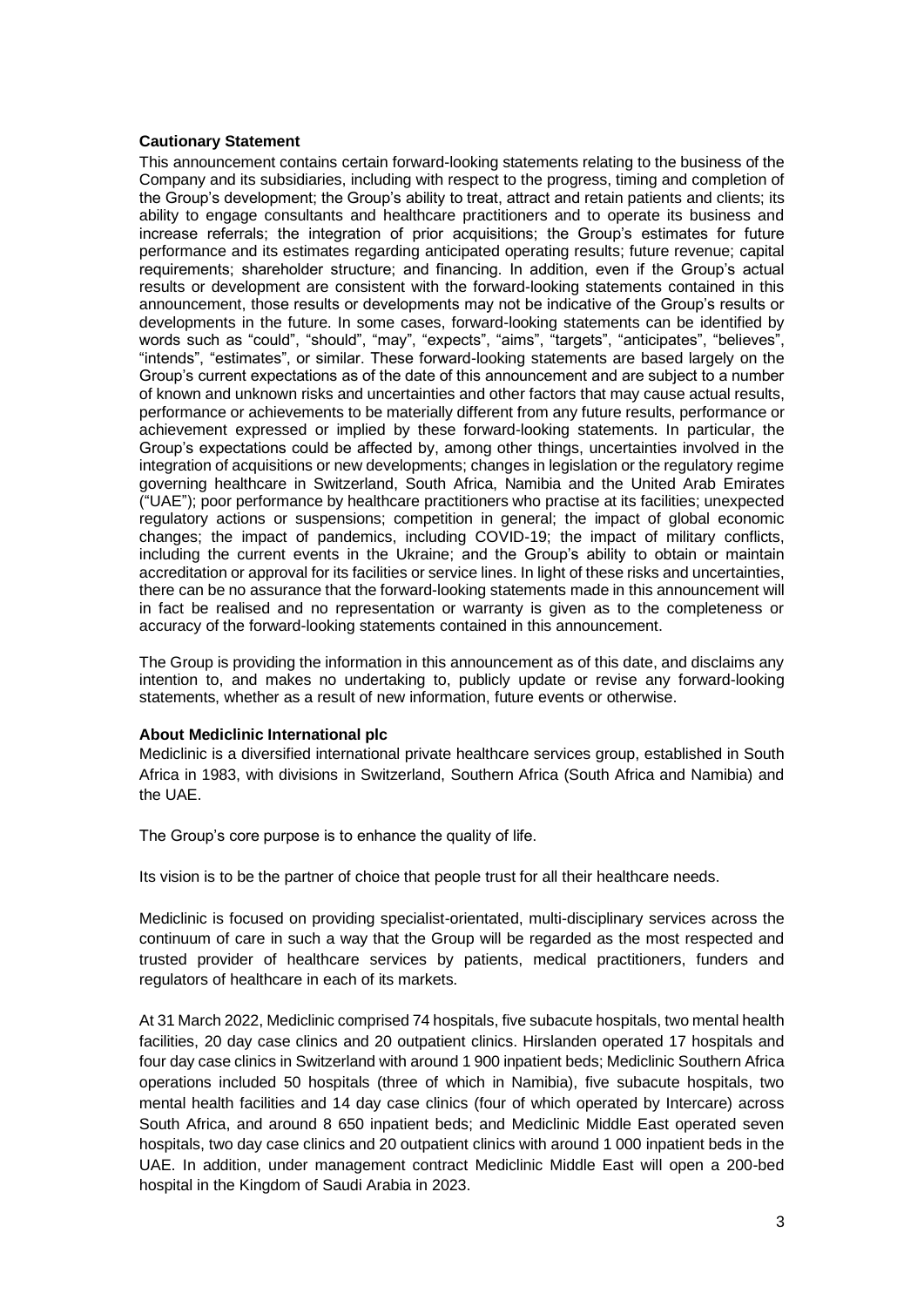**Cautionary Statement**

This announcement contains certain forward-looking statements relating to the business of the Company and its subsidiaries, including with respect to the progress, timing and completion of the Group's development; the Group's ability to treat, attract and retain patients and clients; its ability to engage consultants and healthcare practitioners and to operate its business and increase referrals; the integration of prior acquisitions; the Group's estimates for future performance and its estimates regarding anticipated operating results; future revenue; capital requirements; shareholder structure; and financing. In addition, even if the Group's actual results or development are consistent with the forward-looking statements contained in this announcement, those results or developments may not be indicative of the Group's results or developments in the future. In some cases, forward-looking statements can be identified by words such as "could", "should", "may", "expects", "aims", "targets", "anticipates", "believes", "intends", "estimates", or similar. These forward-looking statements are based largely on the Group's current expectations as of the date of this announcement and are subject to a number of known and unknown risks and uncertainties and other factors that may cause actual results, performance or achievements to be materially different from any future results, performance or achievement expressed or implied by these forward-looking statements. In particular, the Group's expectations could be affected by, among other things, uncertainties involved in the integration of acquisitions or new developments; changes in legislation or the regulatory regime governing healthcare in Switzerland, South Africa, Namibia and the United Arab Emirates ("UAE"); poor performance by healthcare practitioners who practise at its facilities; unexpected regulatory actions or suspensions; competition in general; the impact of global economic changes; the impact of pandemics, including COVID-19; the impact of military conflicts, including the current events in the Ukraine; and the Group's ability to obtain or maintain accreditation or approval for its facilities or service lines. In light of these risks and uncertainties, there can be no assurance that the forward-looking statements made in this announcement will in fact be realised and no representation or warranty is given as to the completeness or accuracy of the forward-looking statements contained in this announcement.

The Group is providing the information in this announcement as of this date, and disclaims any intention to, and makes no undertaking to, publicly update or revise any forward-looking statements, whether as a result of new information, future events or otherwise.

**About Mediclinic International plc**

Mediclinic is a diversified international private healthcare services group, established in South Africa in 1983, with divisions in Switzerland, Southern Africa (South Africa and Namibia) and the UAE.

The Group's core purpose is to enhance the quality of life.

Its vision is to be the partner of choice that people trust for all their healthcare needs.

Mediclinic is focused on providing specialist-orientated, multi-disciplinary services across the continuum of care in such a way that the Group will be regarded as the most respected and trusted provider of healthcare services by patients, medical practitioners, funders and regulators of healthcare in each of its markets.

At 31 March 2022, Mediclinic comprised 74 hospitals, five subacute hospitals, two mental health facilities, 20 day case clinics and 20 outpatient clinics. Hirslanden operated 17 hospitals and four day case clinics in Switzerland with around 1 900 inpatient beds; Mediclinic Southern Africa operations included 50 hospitals (three of which in Namibia), five subacute hospitals, two mental health facilities and 14 day case clinics (four of which operated by Intercare) across South Africa, and around 8 650 inpatient beds; and Mediclinic Middle East operated seven hospitals, two day case clinics and 20 outpatient clinics with around 1 000 inpatient beds in the UAE. In addition, under management contract Mediclinic Middle East will open a 200-bed hospital in the Kingdom of Saudi Arabia in 2023.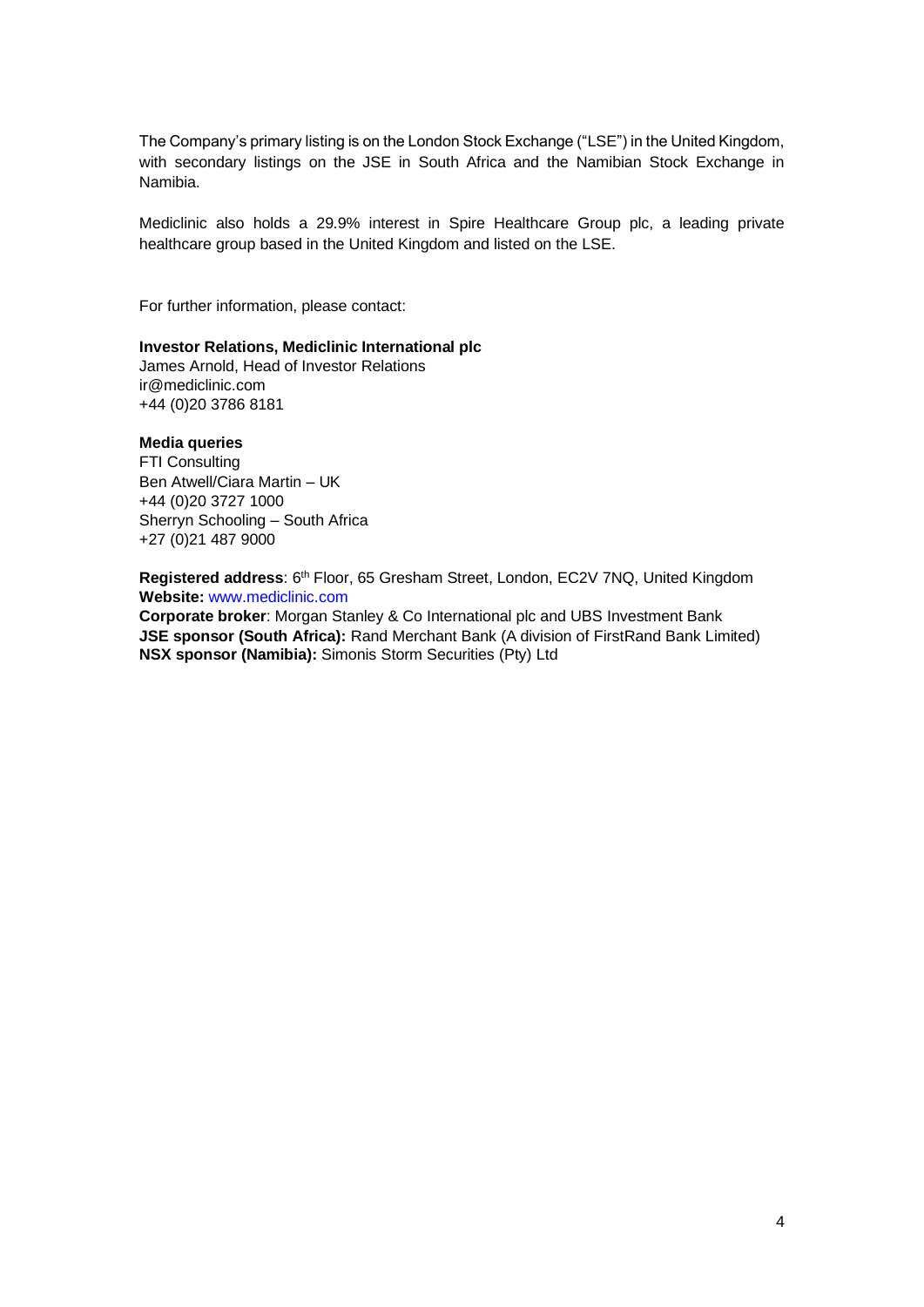The Company's primary listing is on the London Stock Exchange ("LSE") in the United Kingdom, with secondary listings on the JSE in South Africa and the Namibian Stock Exchange in Namibia.

Mediclinic also holds a 29.9% interest in Spire Healthcare Group plc, a leading private healthcare group based in the United Kingdom and listed on the LSE.

For further information, please contact:

**Investor Relations, Mediclinic International plc**
James Arnold, Head of Investor Relations
ir@mediclinic.com
+44 (0)20 3786 8181

**Media queries**
FTI Consulting
Ben Atwell/Ciara Martin – UK
+44 (0)20 3727 1000
Sherryn Schooling – South Africa
+27 (0)21 487 9000

**Registered address**: 6th Floor, 65 Gresham Street, London, EC2V 7NQ, United Kingdom
**Website:** www.mediclinic.com
**Corporate broker**: Morgan Stanley & Co International plc and UBS Investment Bank
**JSE sponsor (South Africa):** Rand Merchant Bank (A division of FirstRand Bank Limited)
**NSX sponsor (Namibia):** Simonis Storm Securities (Pty) Ltd